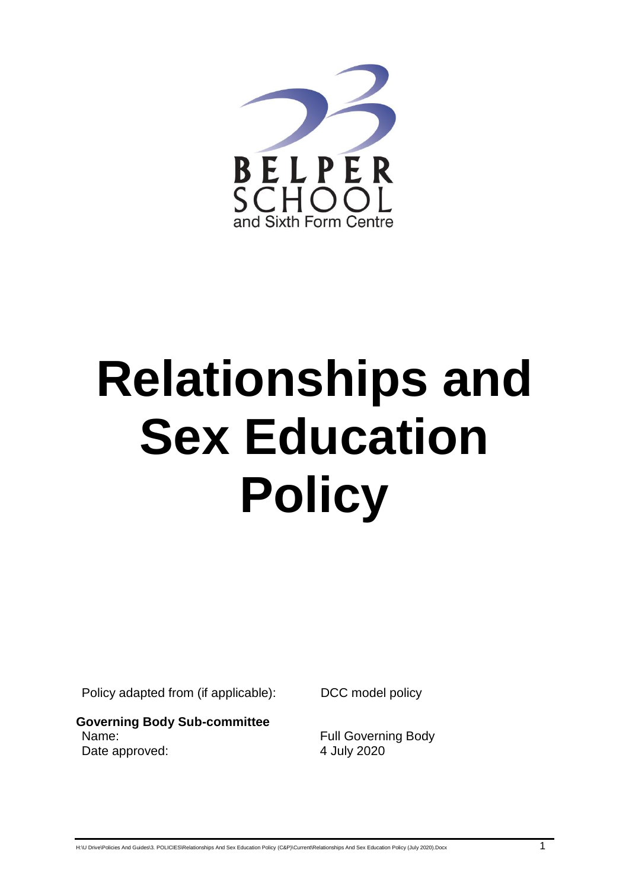BELPER SCHOOL
and Sixth Form Centre

# Relationships and Sex Education Policy

| | |
|---|---|
| Policy adapted from (if applicable): | DCC model policy |
| **Governing Body Sub-committee** | |
| Name: | Full Governing Body |
| Date approved: | 4 July 2020 |

H:\U Drive\Policies And Guides\3. POLICIES\Relationships And Sex Education Policy (C&P)\Current\Relationships And Sex Education Policy (July 2020).Docx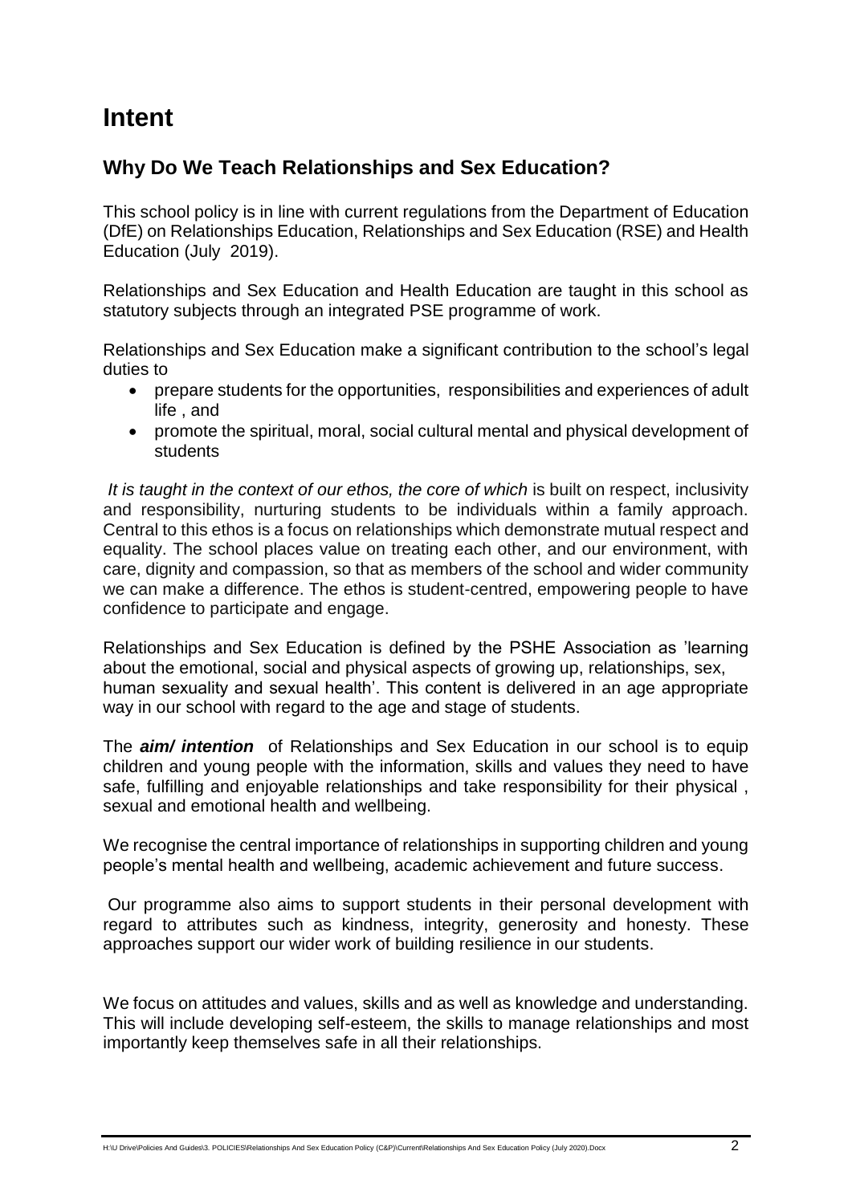# Intent

## Why Do We Teach Relationships and Sex Education?

This school policy is in line with current regulations from the Department of Education (DfE) on Relationships Education, Relationships and Sex Education (RSE) and Health Education (July 2019).

Relationships and Sex Education and Health Education are taught in this school as statutory subjects through an integrated PSE programme of work.

Relationships and Sex Education make a significant contribution to the school's legal duties to

- prepare students for the opportunities, responsibilities and experiences of adult life , and
- promote the spiritual, moral, social cultural mental and physical development of students

*It is taught in the context of our ethos, the core of which* is built on respect, inclusivity and responsibility, nurturing students to be individuals within a family approach. Central to this ethos is a focus on relationships which demonstrate mutual respect and equality. The school places value on treating each other, and our environment, with care, dignity and compassion, so that as members of the school and wider community we can make a difference. The ethos is student-centred, empowering people to have confidence to participate and engage.

Relationships and Sex Education is defined by the PSHE Association as 'learning about the emotional, social and physical aspects of growing up, relationships, sex, human sexuality and sexual health'. This content is delivered in an age appropriate way in our school with regard to the age and stage of students.

The ***aim/ intention*** of Relationships and Sex Education in our school is to equip children and young people with the information, skills and values they need to have safe, fulfilling and enjoyable relationships and take responsibility for their physical , sexual and emotional health and wellbeing.

We recognise the central importance of relationships in supporting children and young people's mental health and wellbeing, academic achievement and future success.

Our programme also aims to support students in their personal development with regard to attributes such as kindness, integrity, generosity and honesty. These approaches support our wider work of building resilience in our students.

We focus on attitudes and values, skills and as well as knowledge and understanding. This will include developing self-esteem, the skills to manage relationships and most importantly keep themselves safe in all their relationships.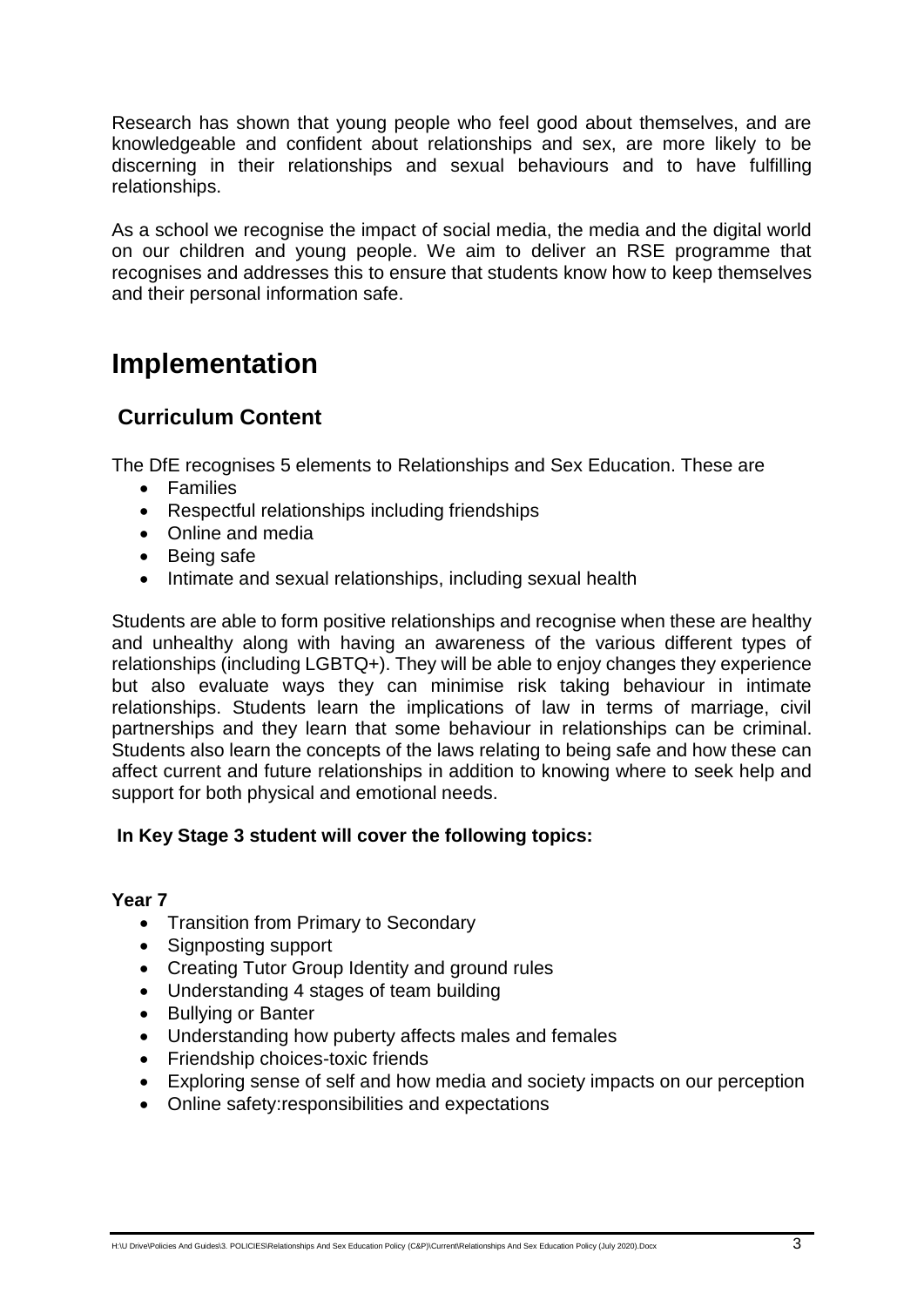Research has shown that young people who feel good about themselves, and are knowledgeable and confident about relationships and sex, are more likely to be discerning in their relationships and sexual behaviours and to have fulfilling relationships.

As a school we recognise the impact of social media, the media and the digital world on our children and young people. We aim to deliver an RSE programme that recognises and addresses this to ensure that students know how to keep themselves and their personal information safe.

# Implementation

## Curriculum Content

The DfE recognises 5 elements to Relationships and Sex Education. These are

- Families
- Respectful relationships including friendships
- Online and media
- Being safe
- Intimate and sexual relationships, including sexual health

Students are able to form positive relationships and recognise when these are healthy and unhealthy along with having an awareness of the various different types of relationships (including LGBTQ+). They will be able to enjoy changes they experience but also evaluate ways they can minimise risk taking behaviour in intimate relationships. Students learn the implications of law in terms of marriage, civil partnerships and they learn that some behaviour in relationships can be criminal. Students also learn the concepts of the laws relating to being safe and how these can affect current and future relationships in addition to knowing where to seek help and support for both physical and emotional needs.

**In Key Stage 3 student will cover the following topics:**

**Year 7**

- Transition from Primary to Secondary
- Signposting support
- Creating Tutor Group Identity and ground rules
- Understanding 4 stages of team building
- Bullying or Banter
- Understanding how puberty affects males and females
- Friendship choices-toxic friends
- Exploring sense of self and how media and society impacts on our perception
- Online safety:responsibilities and expectations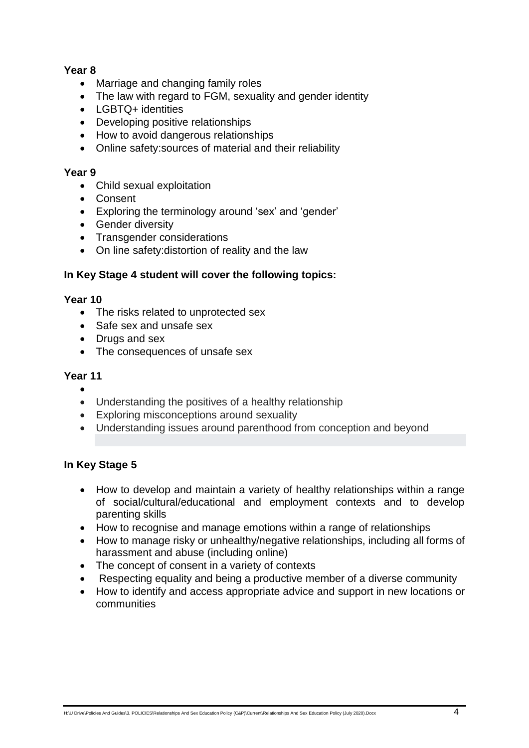**Year 8**

- Marriage and changing family roles
- The law with regard to FGM, sexuality and gender identity
- LGBTQ+ identities
- Developing positive relationships
- How to avoid dangerous relationships
- Online safety:sources of material and their reliability

**Year 9**

- Child sexual exploitation
- Consent
- Exploring the terminology around 'sex' and 'gender'
- Gender diversity
- Transgender considerations
- On line safety:distortion of reality and the law

**In Key Stage 4 student will cover the following topics:**

**Year 10**

- The risks related to unprotected sex
- Safe sex and unsafe sex
- Drugs and sex
- The consequences of unsafe sex

**Year 11**

- Understanding the positives of a healthy relationship
- Exploring misconceptions around sexuality
- Understanding issues around parenthood from conception and beyond

**In Key Stage 5**

- How to develop and maintain a variety of healthy relationships within a range of social/cultural/educational and employment contexts and to develop parenting skills
- How to recognise and manage emotions within a range of relationships
- How to manage risky or unhealthy/negative relationships, including all forms of harassment and abuse (including online)
- The concept of consent in a variety of contexts
- Respecting equality and being a productive member of a diverse community
- How to identify and access appropriate advice and support in new locations or communities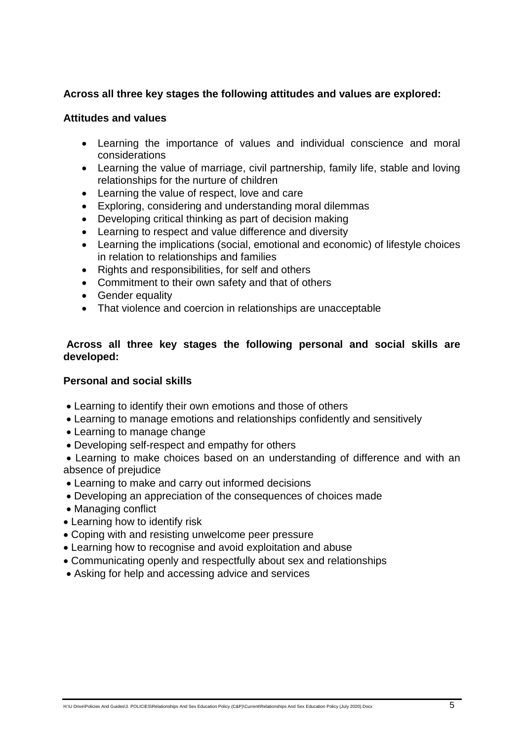**Across all three key stages the following attitudes and values are explored:**

**Attitudes and values**

- Learning the importance of values and individual conscience and moral considerations
- Learning the value of marriage, civil partnership, family life, stable and loving relationships for the nurture of children
- Learning the value of respect, love and care
- Exploring, considering and understanding moral dilemmas
- Developing critical thinking as part of decision making
- Learning to respect and value difference and diversity
- Learning the implications (social, emotional and economic) of lifestyle choices in relation to relationships and families
- Rights and responsibilities, for self and others
- Commitment to their own safety and that of others
- Gender equality
- That violence and coercion in relationships are unacceptable

**Across all three key stages the following personal and social skills are developed:**

**Personal and social skills**

- Learning to identify their own emotions and those of others
- Learning to manage emotions and relationships confidently and sensitively
- Learning to manage change
- Developing self-respect and empathy for others
- Learning to make choices based on an understanding of difference and with an absence of prejudice
- Learning to make and carry out informed decisions
- Developing an appreciation of the consequences of choices made
- Managing conflict
- Learning how to identify risk
- Coping with and resisting unwelcome peer pressure
- Learning how to recognise and avoid exploitation and abuse
- Communicating openly and respectfully about sex and relationships
- Asking for help and accessing advice and services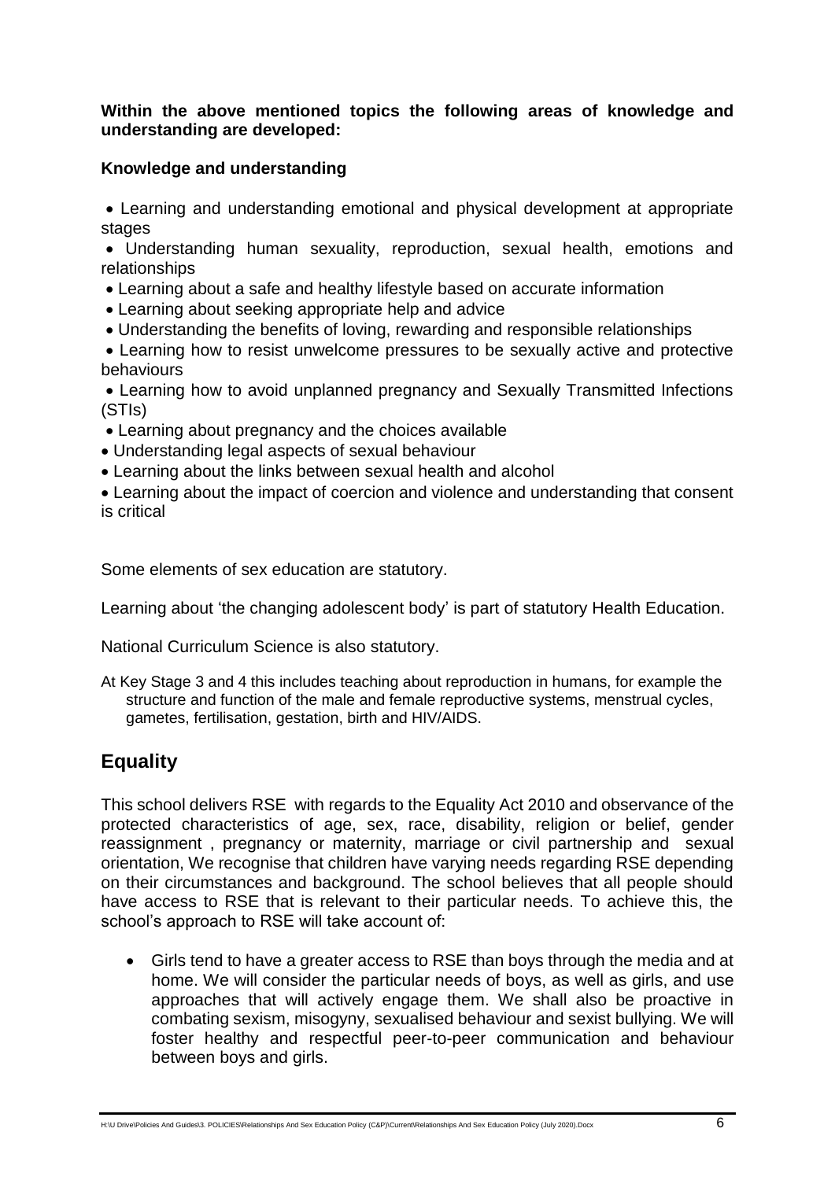**Within the above mentioned topics the following areas of knowledge and understanding are developed:**

**Knowledge and understanding**

- Learning and understanding emotional and physical development at appropriate stages
- Understanding human sexuality, reproduction, sexual health, emotions and relationships
- Learning about a safe and healthy lifestyle based on accurate information
- Learning about seeking appropriate help and advice
- Understanding the benefits of loving, rewarding and responsible relationships
- Learning how to resist unwelcome pressures to be sexually active and protective behaviours
- Learning how to avoid unplanned pregnancy and Sexually Transmitted Infections (STIs)
- Learning about pregnancy and the choices available
- Understanding legal aspects of sexual behaviour
- Learning about the links between sexual health and alcohol
- Learning about the impact of coercion and violence and understanding that consent is critical

Some elements of sex education are statutory.

Learning about 'the changing adolescent body' is part of statutory Health Education.

National Curriculum Science is also statutory.

At Key Stage 3 and 4 this includes teaching about reproduction in humans, for example the structure and function of the male and female reproductive systems, menstrual cycles, gametes, fertilisation, gestation, birth and HIV/AIDS.

## Equality

This school delivers RSE with regards to the Equality Act 2010 and observance of the protected characteristics of age, sex, race, disability, religion or belief, gender reassignment , pregnancy or maternity, marriage or civil partnership and sexual orientation, We recognise that children have varying needs regarding RSE depending on their circumstances and background. The school believes that all people should have access to RSE that is relevant to their particular needs. To achieve this, the school's approach to RSE will take account of:

- Girls tend to have a greater access to RSE than boys through the media and at home. We will consider the particular needs of boys, as well as girls, and use approaches that will actively engage them. We shall also be proactive in combating sexism, misogyny, sexualised behaviour and sexist bullying. We will foster healthy and respectful peer-to-peer communication and behaviour between boys and girls.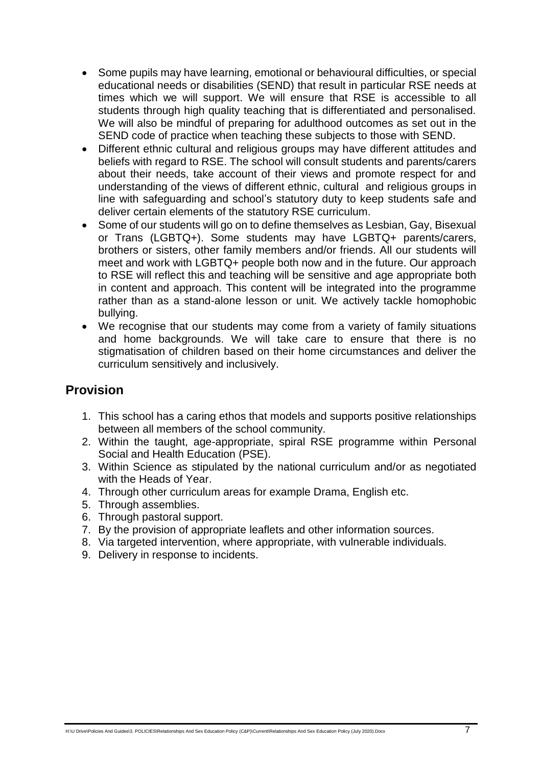- Some pupils may have learning, emotional or behavioural difficulties, or special educational needs or disabilities (SEND) that result in particular RSE needs at times which we will support. We will ensure that RSE is accessible to all students through high quality teaching that is differentiated and personalised. We will also be mindful of preparing for adulthood outcomes as set out in the SEND code of practice when teaching these subjects to those with SEND.
- Different ethnic cultural and religious groups may have different attitudes and beliefs with regard to RSE. The school will consult students and parents/carers about their needs, take account of their views and promote respect for and understanding of the views of different ethnic, cultural and religious groups in line with safeguarding and school's statutory duty to keep students safe and deliver certain elements of the statutory RSE curriculum.
- Some of our students will go on to define themselves as Lesbian, Gay, Bisexual or Trans (LGBTQ+). Some students may have LGBTQ+ parents/carers, brothers or sisters, other family members and/or friends. All our students will meet and work with LGBTQ+ people both now and in the future. Our approach to RSE will reflect this and teaching will be sensitive and age appropriate both in content and approach. This content will be integrated into the programme rather than as a stand-alone lesson or unit. We actively tackle homophobic bullying.
- We recognise that our students may come from a variety of family situations and home backgrounds. We will take care to ensure that there is no stigmatisation of children based on their home circumstances and deliver the curriculum sensitively and inclusively.

## Provision

1. This school has a caring ethos that models and supports positive relationships between all members of the school community.
2. Within the taught, age-appropriate, spiral RSE programme within Personal Social and Health Education (PSE).
3. Within Science as stipulated by the national curriculum and/or as negotiated with the Heads of Year.
4. Through other curriculum areas for example Drama, English etc.
5. Through assemblies.
6. Through pastoral support.
7. By the provision of appropriate leaflets and other information sources.
8. Via targeted intervention, where appropriate, with vulnerable individuals.
9. Delivery in response to incidents.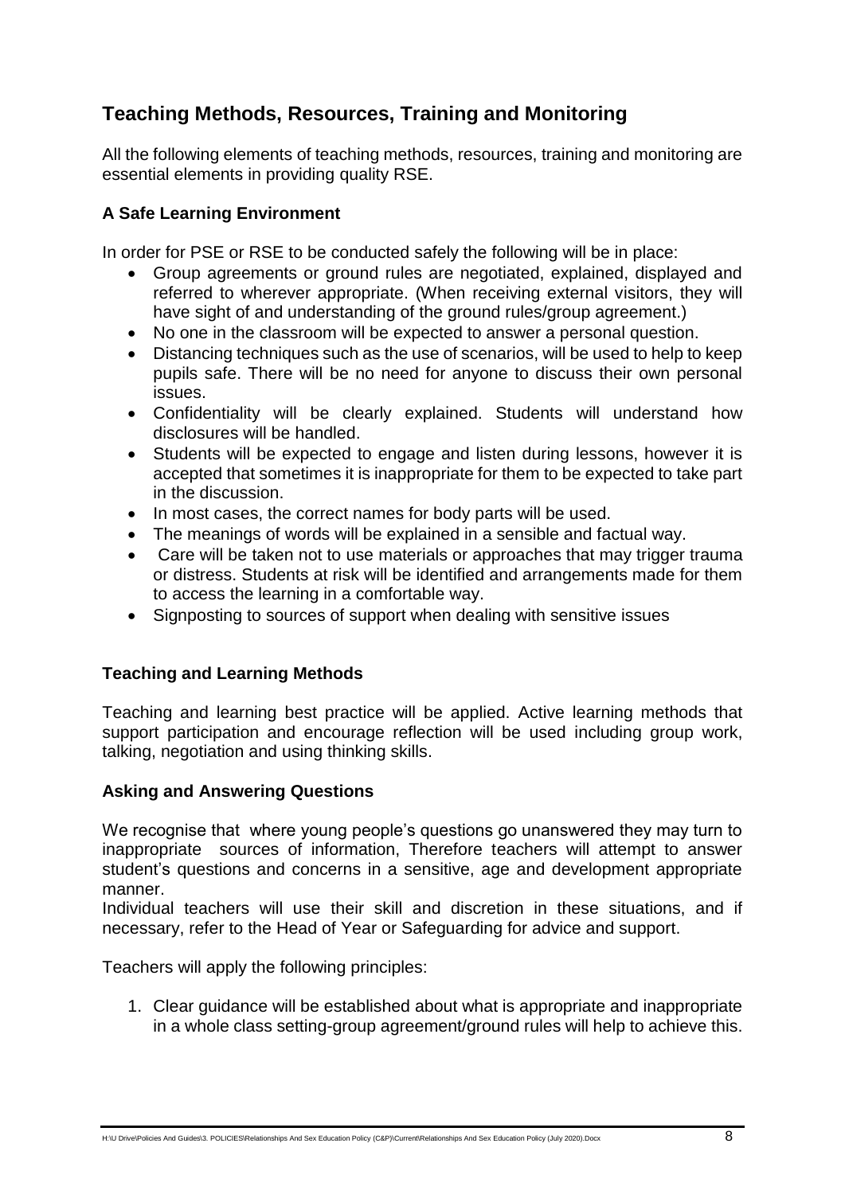## Teaching Methods, Resources, Training and Monitoring

All the following elements of teaching methods, resources, training and monitoring are essential elements in providing quality RSE.

### A Safe Learning Environment

In order for PSE or RSE to be conducted safely the following will be in place:

- Group agreements or ground rules are negotiated, explained, displayed and referred to wherever appropriate. (When receiving external visitors, they will have sight of and understanding of the ground rules/group agreement.)
- No one in the classroom will be expected to answer a personal question.
- Distancing techniques such as the use of scenarios, will be used to help to keep pupils safe. There will be no need for anyone to discuss their own personal issues.
- Confidentiality will be clearly explained. Students will understand how disclosures will be handled.
- Students will be expected to engage and listen during lessons, however it is accepted that sometimes it is inappropriate for them to be expected to take part in the discussion.
- In most cases, the correct names for body parts will be used.
- The meanings of words will be explained in a sensible and factual way.
- Care will be taken not to use materials or approaches that may trigger trauma or distress. Students at risk will be identified and arrangements made for them to access the learning in a comfortable way.
- Signposting to sources of support when dealing with sensitive issues

### Teaching and Learning Methods

Teaching and learning best practice will be applied. Active learning methods that support participation and encourage reflection will be used including group work, talking, negotiation and using thinking skills.

### Asking and Answering Questions

We recognise that where young people's questions go unanswered they may turn to inappropriate sources of information, Therefore teachers will attempt to answer student's questions and concerns in a sensitive, age and development appropriate manner.

Individual teachers will use their skill and discretion in these situations, and if necessary, refer to the Head of Year or Safeguarding for advice and support.

Teachers will apply the following principles:

1. Clear guidance will be established about what is appropriate and inappropriate in a whole class setting-group agreement/ground rules will help to achieve this.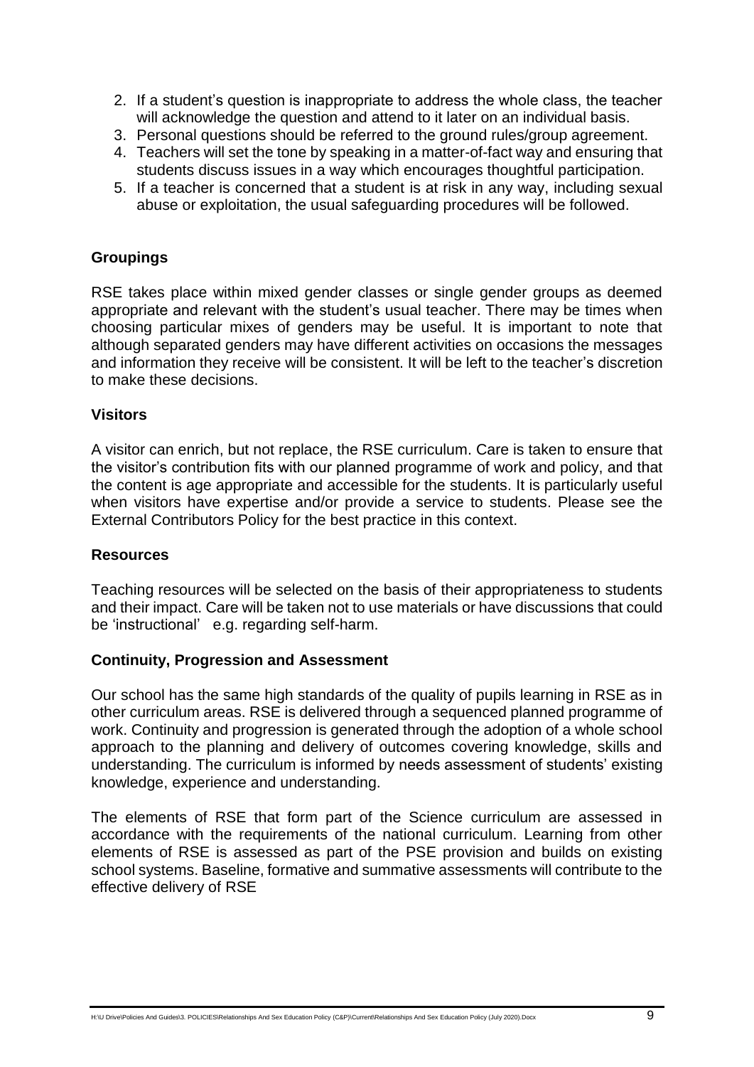2. If a student's question is inappropriate to address the whole class, the teacher will acknowledge the question and attend to it later on an individual basis.
3. Personal questions should be referred to the ground rules/group agreement.
4. Teachers will set the tone by speaking in a matter-of-fact way and ensuring that students discuss issues in a way which encourages thoughtful participation.
5. If a teacher is concerned that a student is at risk in any way, including sexual abuse or exploitation, the usual safeguarding procedures will be followed.

**Groupings**

RSE takes place within mixed gender classes or single gender groups as deemed appropriate and relevant with the student's usual teacher. There may be times when choosing particular mixes of genders may be useful. It is important to note that although separated genders may have different activities on occasions the messages and information they receive will be consistent. It will be left to the teacher's discretion to make these decisions.

**Visitors**

A visitor can enrich, but not replace, the RSE curriculum. Care is taken to ensure that the visitor's contribution fits with our planned programme of work and policy, and that the content is age appropriate and accessible for the students. It is particularly useful when visitors have expertise and/or provide a service to students. Please see the External Contributors Policy for the best practice in this context.

**Resources**

Teaching resources will be selected on the basis of their appropriateness to students and their impact. Care will be taken not to use materials or have discussions that could be 'instructional' e.g. regarding self-harm.

**Continuity, Progression and Assessment**

Our school has the same high standards of the quality of pupils learning in RSE as in other curriculum areas. RSE is delivered through a sequenced planned programme of work. Continuity and progression is generated through the adoption of a whole school approach to the planning and delivery of outcomes covering knowledge, skills and understanding. The curriculum is informed by needs assessment of students' existing knowledge, experience and understanding.

The elements of RSE that form part of the Science curriculum are assessed in accordance with the requirements of the national curriculum. Learning from other elements of RSE is assessed as part of the PSE provision and builds on existing school systems. Baseline, formative and summative assessments will contribute to the effective delivery of RSE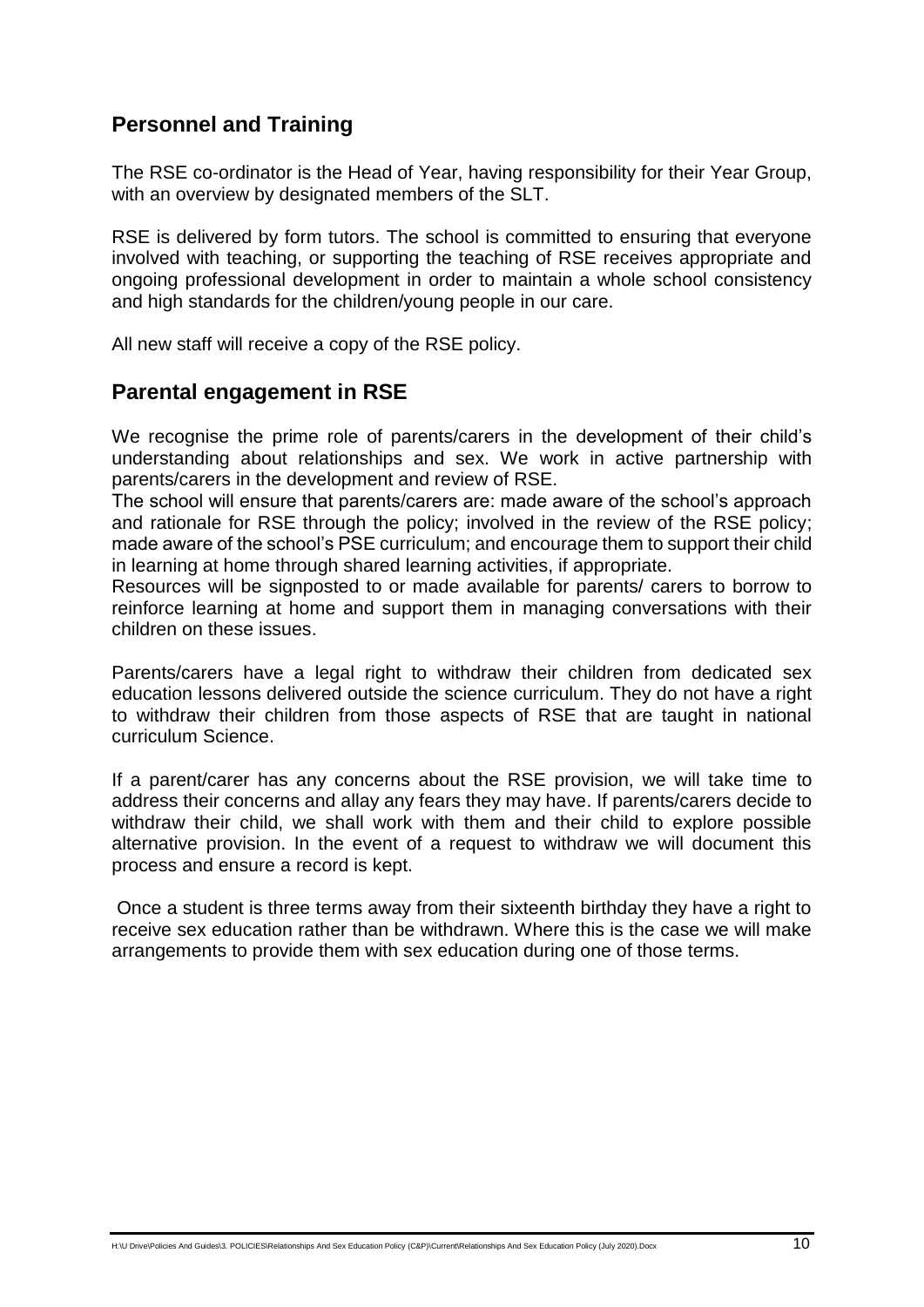## Personnel and Training

The RSE co-ordinator is the Head of Year, having responsibility for their Year Group, with an overview by designated members of the SLT.

RSE is delivered by form tutors. The school is committed to ensuring that everyone involved with teaching, or supporting the teaching of RSE receives appropriate and ongoing professional development in order to maintain a whole school consistency and high standards for the children/young people in our care.

All new staff will receive a copy of the RSE policy.

## Parental engagement in RSE

We recognise the prime role of parents/carers in the development of their child's understanding about relationships and sex. We work in active partnership with parents/carers in the development and review of RSE.

The school will ensure that parents/carers are: made aware of the school's approach and rationale for RSE through the policy; involved in the review of the RSE policy; made aware of the school's PSE curriculum; and encourage them to support their child in learning at home through shared learning activities, if appropriate.

Resources will be signposted to or made available for parents/ carers to borrow to reinforce learning at home and support them in managing conversations with their children on these issues.

Parents/carers have a legal right to withdraw their children from dedicated sex education lessons delivered outside the science curriculum. They do not have a right to withdraw their children from those aspects of RSE that are taught in national curriculum Science.

If a parent/carer has any concerns about the RSE provision, we will take time to address their concerns and allay any fears they may have. If parents/carers decide to withdraw their child, we shall work with them and their child to explore possible alternative provision. In the event of a request to withdraw we will document this process and ensure a record is kept.

Once a student is three terms away from their sixteenth birthday they have a right to receive sex education rather than be withdrawn. Where this is the case we will make arrangements to provide them with sex education during one of those terms.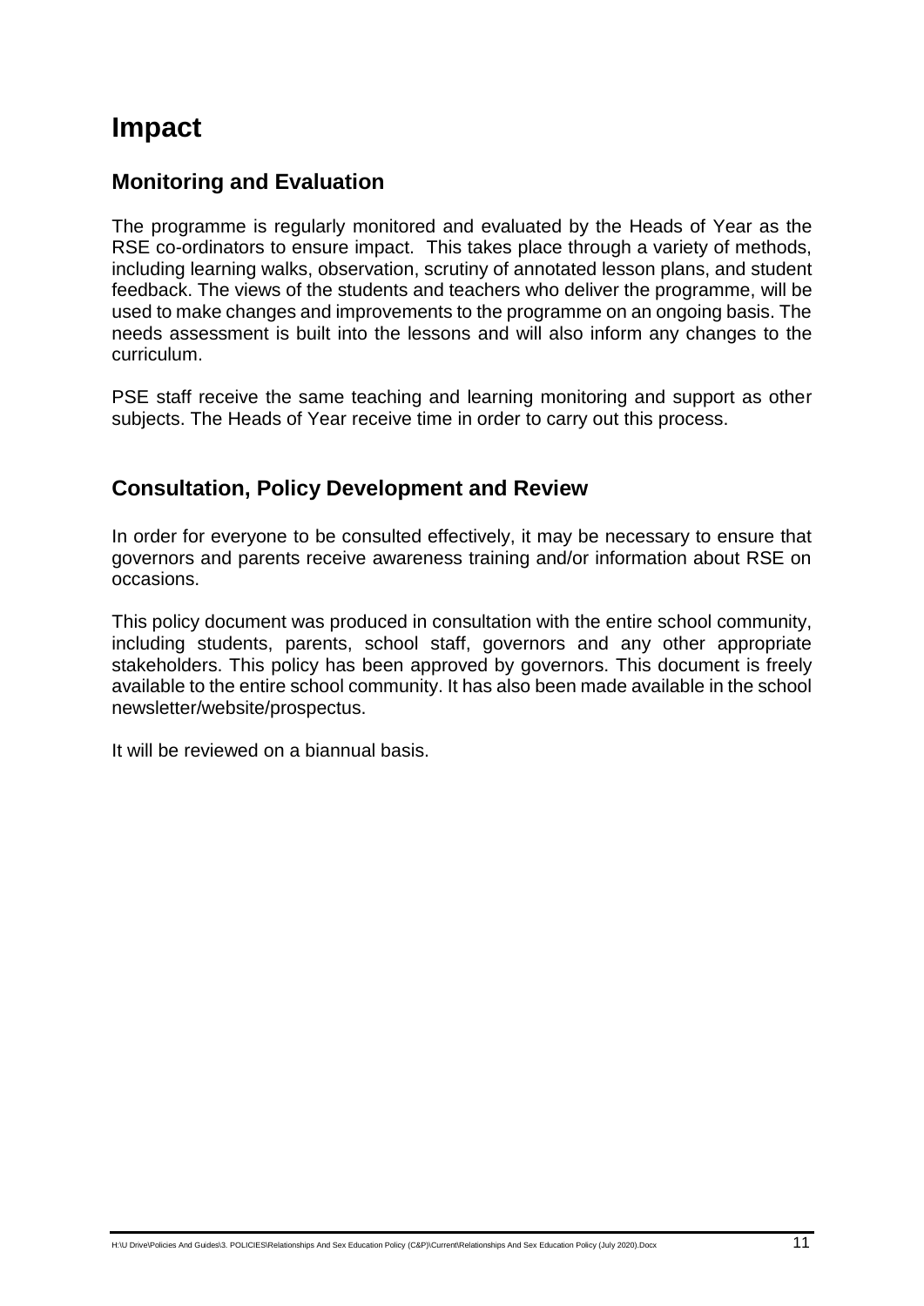# Impact

## Monitoring and Evaluation

The programme is regularly monitored and evaluated by the Heads of Year as the RSE co-ordinators to ensure impact. This takes place through a variety of methods, including learning walks, observation, scrutiny of annotated lesson plans, and student feedback. The views of the students and teachers who deliver the programme, will be used to make changes and improvements to the programme on an ongoing basis. The needs assessment is built into the lessons and will also inform any changes to the curriculum.

PSE staff receive the same teaching and learning monitoring and support as other subjects. The Heads of Year receive time in order to carry out this process.

## Consultation, Policy Development and Review

In order for everyone to be consulted effectively, it may be necessary to ensure that governors and parents receive awareness training and/or information about RSE on occasions.

This policy document was produced in consultation with the entire school community, including students, parents, school staff, governors and any other appropriate stakeholders. This policy has been approved by governors. This document is freely available to the entire school community. It has also been made available in the school newsletter/website/prospectus.

It will be reviewed on a biannual basis.